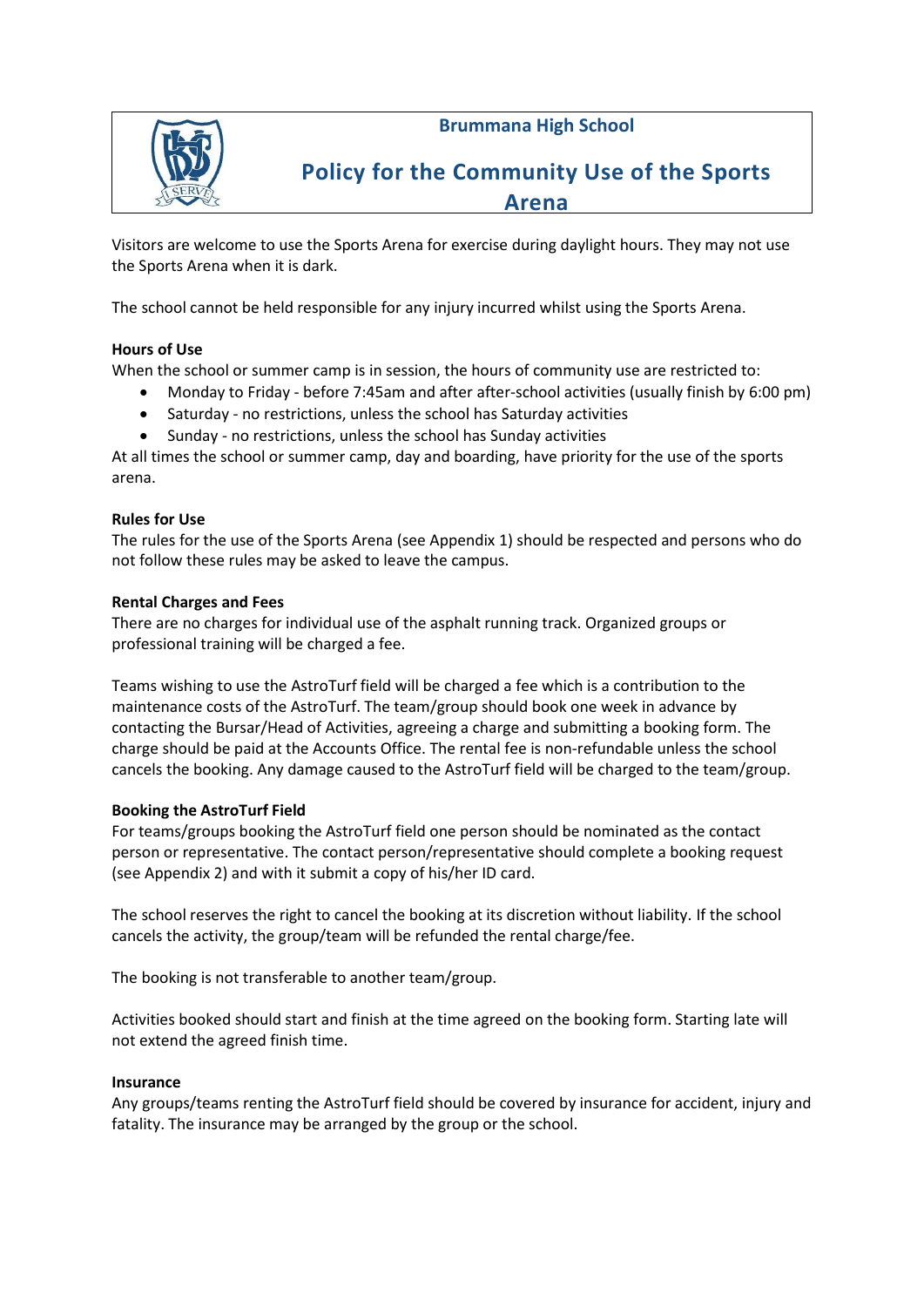**Brummana High School**

# Policy for the Community Use of the Sports Arena

Visitors are welcome to use the Sports Arena for exercise during daylight hours. They may not use the Sports Arena when it is dark.

The school cannot be held responsible for any injury incurred whilst using the Sports Arena.

### Hours of Use

When the school or summer camp is in session, the hours of community use are restricted to:

- Monday to Friday - before 7:45am and after after-school activities (usually finish by 6:00 pm)
- Saturday - no restrictions, unless the school has Saturday activities
- Sunday - no restrictions, unless the school has Sunday activities

At all times the school or summer camp, day and boarding, have priority for the use of the sports arena.

### Rules for Use

The rules for the use of the Sports Arena (see Appendix 1) should be respected and persons who do not follow these rules may be asked to leave the campus.

### Rental Charges and Fees

There are no charges for individual use of the asphalt running track. Organized groups or professional training will be charged a fee.

Teams wishing to use the AstroTurf field will be charged a fee which is a contribution to the maintenance costs of the AstroTurf. The team/group should book one week in advance by contacting the Bursar/Head of Activities, agreeing a charge and submitting a booking form. The charge should be paid at the Accounts Office. The rental fee is non-refundable unless the school cancels the booking. Any damage caused to the AstroTurf field will be charged to the team/group.

### Booking the AstroTurf Field

For teams/groups booking the AstroTurf field one person should be nominated as the contact person or representative. The contact person/representative should complete a booking request (see Appendix 2) and with it submit a copy of his/her ID card.

The school reserves the right to cancel the booking at its discretion without liability. If the school cancels the activity, the group/team will be refunded the rental charge/fee.

The booking is not transferable to another team/group.

Activities booked should start and finish at the time agreed on the booking form. Starting late will not extend the agreed finish time.

### Insurance

Any groups/teams renting the AstroTurf field should be covered by insurance for accident, injury and fatality. The insurance may be arranged by the group or the school.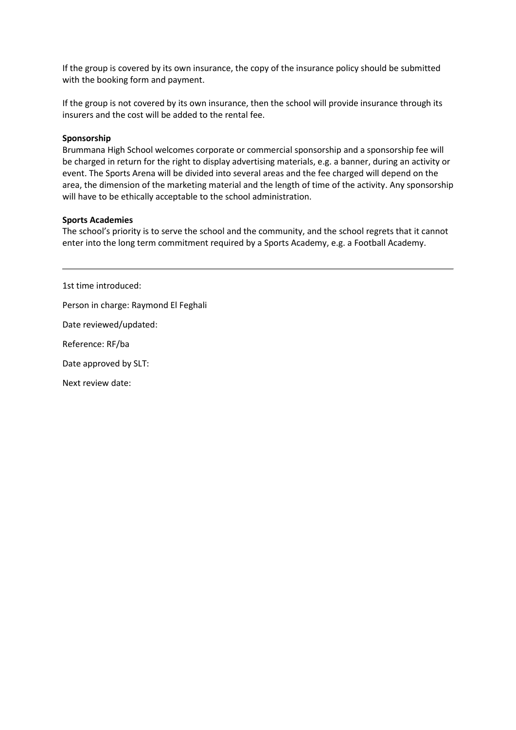If the group is covered by its own insurance, the copy of the insurance policy should be submitted with the booking form and payment.

If the group is not covered by its own insurance, then the school will provide insurance through its insurers and the cost will be added to the rental fee.

**Sponsorship**

Brummana High School welcomes corporate or commercial sponsorship and a sponsorship fee will be charged in return for the right to display advertising materials, e.g. a banner, during an activity or event. The Sports Arena will be divided into several areas and the fee charged will depend on the area, the dimension of the marketing material and the length of time of the activity. Any sponsorship will have to be ethically acceptable to the school administration.

**Sports Academies**

The school's priority is to serve the school and the community, and the school regrets that it cannot enter into the long term commitment required by a Sports Academy, e.g. a Football Academy.

---

1st time introduced:

Person in charge: Raymond El Feghali

Date reviewed/updated:

Reference: RF/ba

Date approved by SLT:

Next review date: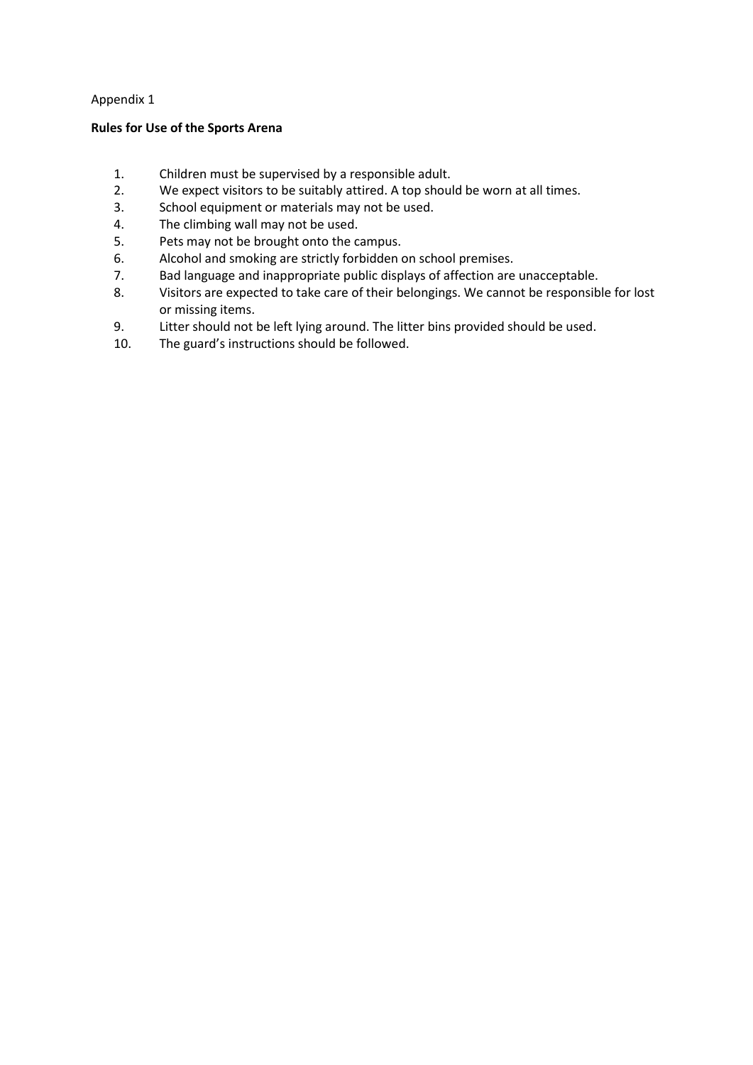Appendix 1

**Rules for Use of the Sports Arena**

1. Children must be supervised by a responsible adult.
2. We expect visitors to be suitably attired. A top should be worn at all times.
3. School equipment or materials may not be used.
4. The climbing wall may not be used.
5. Pets may not be brought onto the campus.
6. Alcohol and smoking are strictly forbidden on school premises.
7. Bad language and inappropriate public displays of affection are unacceptable.
8. Visitors are expected to take care of their belongings. We cannot be responsible for lost or missing items.
9. Litter should not be left lying around. The litter bins provided should be used.
10. The guard's instructions should be followed.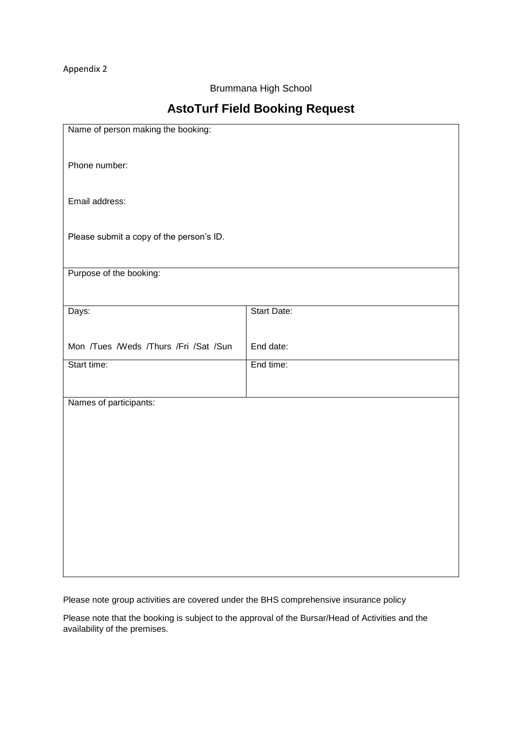Appendix 2

Brummana High School

# AstoTurf Field Booking Request

| | |
|---|---|
| Name of person making the booking:<br><br>Phone number:<br><br>Email address:<br><br>Please submit a copy of the person's ID. | |
| Purpose of the booking: | |
| Days:<br><br>Mon /Tues /Weds /Thurs /Fri /Sat /Sun | Start Date:<br><br>End date: |
| Start time: | End time: |
| Names of participants: | |

Please note group activities are covered under the BHS comprehensive insurance policy

Please note that the booking is subject to the approval of the Bursar/Head of Activities and the availability of the premises.